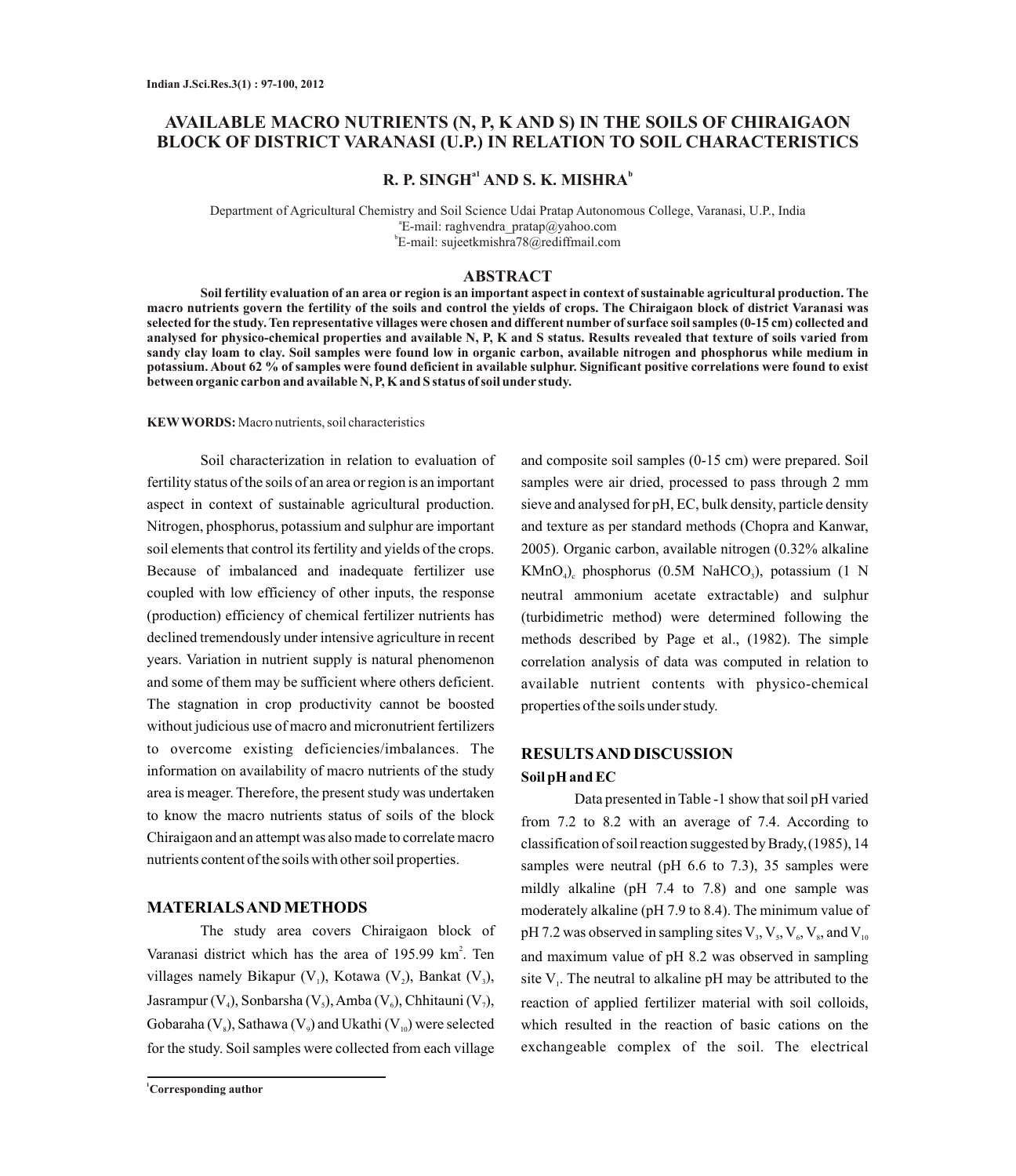# AVAILABLE MACRO NUTRIENTS (N, P, K AND S) IN THE SOILS OF CHIRAIGAON BLOCK OF DISTRICT VARANASI (U.P.) IN RELATION TO SOIL CHARACTERISTICS

**R. P. SINGH[a1] AND S. K. MISHRA[b]**

Department of Agricultural Chemistry and Soil Science Udai Pratap Autonomous College, Varanasi, U.P., India
[a]E-mail: raghvendra_pratap@yahoo.com
[b]E-mail: sujeetkmishra78@rediffmail.com

## ABSTRACT

**Soil fertility evaluation of an area or region is an important aspect in context of sustainable agricultural production. The macro nutrients govern the fertility of the soils and control the yields of crops. The Chiraigaon block of district Varanasi was selected for the study. Ten representative villages were chosen and different number of surface soil samples (0-15 cm) collected and analysed for physico-chemical properties and available N, P, K and S status. Results revealed that texture of soils varied from sandy clay loam to clay. Soil samples were found low in organic carbon, available nitrogen and phosphorus while medium in potassium. About 62 % of samples were found deficient in available sulphur. Significant positive correlations were found to exist between organic carbon and available N, P, K and S status of soil under study.**

**KEWWORDS:** Macro nutrients, soil characteristics

Soil characterization in relation to evaluation of fertility status of the soils of an area or region is an important aspect in context of sustainable agricultural production. Nitrogen, phosphorus, potassium and sulphur are important soil elements that control its fertility and yields of the crops. Because of imbalanced and inadequate fertilizer use coupled with low efficiency of other inputs, the response (production) efficiency of chemical fertilizer nutrients has declined tremendously under intensive agriculture in recent years. Variation in nutrient supply is natural phenomenon and some of them may be sufficient where others deficient. The stagnation in crop productivity cannot be boosted without judicious use of macro and micronutrient fertilizers to overcome existing deficiencies/imbalances. The information on availability of macro nutrients of the study area is meager. Therefore, the present study was undertaken to know the macro nutrients status of soils of the block Chiraigaon and an attempt was also made to correlate macro nutrients content of the soils with other soil properties.

## MATERIALS AND METHODS

The study area covers Chiraigaon block of Varanasi district which has the area of 195.99 $km^2$. Ten villages namely Bikapur ($V_1$), Kotawa ($V_2$), Bankat ($V_3$), Jasrampur ($V_4$), Sonbarsha ($V_5$), Amba ($V_6$), Chhitauni ($V_7$), Gobaraha ($V_8$), Sathawa ($V_9$) and Ukathi ($V_{10}$) were selected for the study. Soil samples were collected from each village and composite soil samples (0-15 cm) were prepared. Soil samples were air dried, processed to pass through 2 mm sieve and analysed for pH, EC, bulk density, particle density and texture as per standard methods (Chopra and Kanwar, 2005). Organic carbon, available nitrogen (0.32% alkaline $KMnO_4$)$_c$ phosphorus (0.5M $NaHCO_3$), potassium (1 N neutral ammonium acetate extractable) and sulphur (turbidimetric method) were determined following the methods described by Page et al., (1982). The simple correlation analysis of data was computed in relation to available nutrient contents with physico-chemical properties of the soils under study.

## RESULTS AND DISCUSSION

### Soil pH and EC

Data presented in Table -1 show that soil pH varied from 7.2 to 8.2 with an average of 7.4. According to classification of soil reaction suggested by Brady, (1985), 14 samples were neutral (pH 6.6 to 7.3), 35 samples were mildly alkaline (pH 7.4 to 7.8) and one sample was moderately alkaline (pH 7.9 to 8.4). The minimum value of pH 7.2 was observed in sampling sites $V_3$, $V_5$, $V_6$, $V_8$, and $V_{10}$ and maximum value of pH 8.2 was observed in sampling site $V_1$. The neutral to alkaline pH may be attributed to the reaction of applied fertilizer material with soil colloids, which resulted in the reaction of basic cations on the exchangeable complex of the soil. The electrical

[1]Corresponding author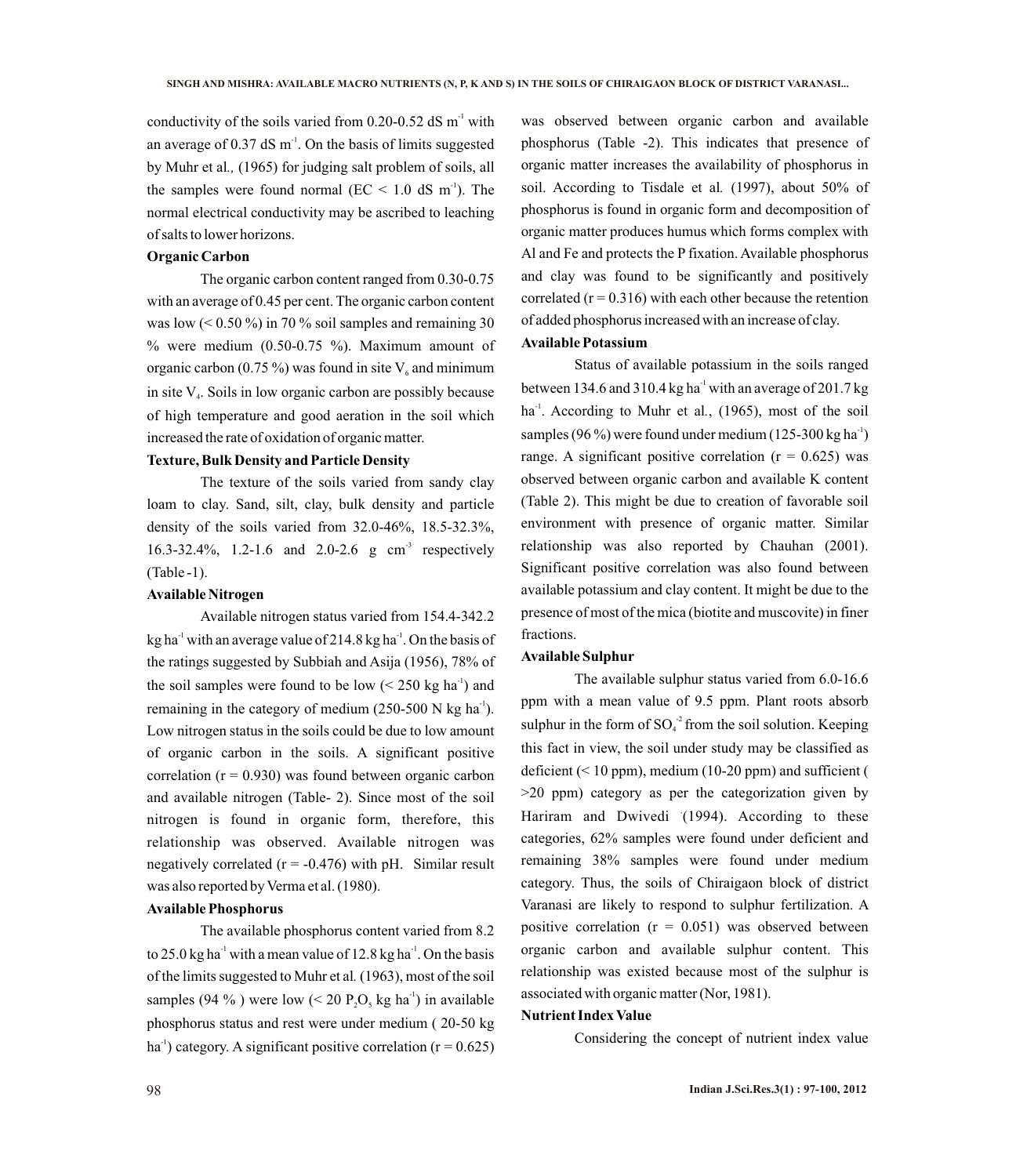conductivity of the soils varied from 0.20-0.52 dS $m^{-1}$ with an average of 0.37 dS $m^{-1}$. On the basis of limits suggested by Muhr et al*.,* (1965) for judging salt problem of soils, all the samples were found normal (EC < 1.0 dS $m^{-1}$). The normal electrical conductivity may be ascribed to leaching of salts to lower horizons.

**Organic Carbon**

The organic carbon content ranged from 0.30-0.75 with an average of 0.45 per cent. The organic carbon content was low (< 0.50 %) in 70 % soil samples and remaining 30 % were medium (0.50-0.75 %). Maximum amount of organic carbon (0.75 %) was found in site $V_6$ and minimum in site $V_4$. Soils in low organic carbon are possibly because of high temperature and good aeration in the soil which increased the rate of oxidation of organic matter.

**Texture, Bulk Density and Particle Density**

The texture of the soils varied from sandy clay loam to clay. Sand, silt, clay, bulk density and particle density of the soils varied from 32.0-46%, 18.5-32.3%, 16.3-32.4%, 1.2-1.6 and 2.0-2.6 g $cm^{-3}$ respectively (Table -1).

**Available Nitrogen**

Available nitrogen status varied from 154.4-342.2 kg $ha^{-1}$ with an average value of 214.8 kg $ha^{-1}$. On the basis of the ratings suggested by Subbiah and Asija (1956), 78% of the soil samples were found to be low (< 250 kg $ha^{-1}$) and remaining in the category of medium (250-500 N kg $ha^{-1}$). Low nitrogen status in the soils could be due to low amount of organic carbon in the soils. A significant positive correlation (r = 0.930) was found between organic carbon and available nitrogen (Table- 2). Since most of the soil nitrogen is found in organic form, therefore, this relationship was observed. Available nitrogen was negatively correlated (r = -0.476) with pH. Similar result was also reported by Verma et al. (1980).

**Available Phosphorus**

The available phosphorus content varied from 8.2 to 25.0 kg $ha^{-1}$ with a mean value of 12.8 kg $ha^{-1}$. On the basis of the limits suggested to Muhr et al*.* (1963), most of the soil samples (94 % ) were low (< 20 $P_2O_5$ kg $ha^{-1}$) in available phosphorus status and rest were under medium ( 20-50 kg $ha^{-1}$) category. A significant positive correlation (r = 0.625) was observed between organic carbon and available phosphorus (Table -2). This indicates that presence of organic matter increases the availability of phosphorus in soil. According to Tisdale et al*.* (1997), about 50% of phosphorus is found in organic form and decomposition of organic matter produces humus which forms complex with Al and Fe and protects the P fixation. Available phosphorus and clay was found to be significantly and positively correlated (r = 0.316) with each other because the retention of added phosphorus increased with an increase of clay.

**Available Potassium**

Status of available potassium in the soils ranged between 134.6 and 310.4 kg $ha^{-1}$ with an average of 201.7 kg $ha^{-1}$. According to Muhr et al*.*, (1965), most of the soil samples (96 %) were found under medium (125-300 kg $ha^{-1}$) range. A significant positive correlation (r = 0.625) was observed between organic carbon and available K content (Table 2). This might be due to creation of favorable soil environment with presence of organic matter. Similar relationship was also reported by Chauhan (2001). Significant positive correlation was also found between available potassium and clay content. It might be due to the presence of most of the mica (biotite and muscovite) in finer fractions.

**Available Sulphur**

The available sulphur status varied from 6.0-16.6 ppm with a mean value of 9.5 ppm. Plant roots absorb sulphur in the form of $SO_4^{-2}$ from the soil solution. Keeping this fact in view, the soil under study may be classified as deficient (< 10 ppm), medium (10-20 ppm) and sufficient ( >20 ppm) category as per the categorization given by Hariram and Dwivedi (1994). According to these categories, 62% samples were found under deficient and remaining 38% samples were found under medium category. Thus, the soils of Chiraigaon block of district Varanasi are likely to respond to sulphur fertilization. A positive correlation (r = 0.051) was observed between organic carbon and available sulphur content. This relationship was existed because most of the sulphur is associated with organic matter (Nor, 1981).

**Nutrient Index Value**

Considering the concept of nutrient index value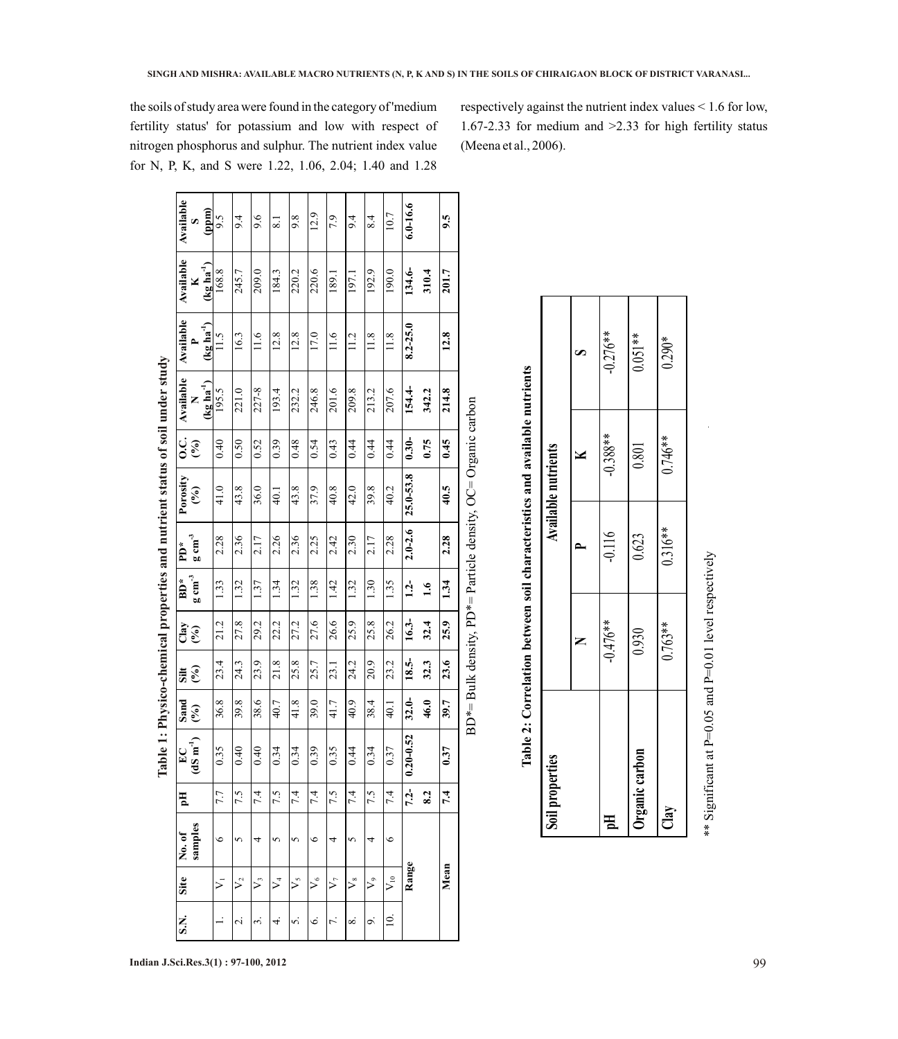the soils of study area were found in the category of 'medium fertility status' for potassium and low with respect of nitrogen phosphorus and sulphur. The nutrient index value for N, P, K, and S were 1.22, 1.06, 2.04; 1.40 and 1.28 respectively against the nutrient index values < 1.6 for low, 1.67-2.33 for medium and >2.33 for high fertility status (Meena et al., 2006).

**Table 1: Physico-chemical properties and nutrient status of soil under study**

| S.N. | Site | No. of samples | pH | EC ($dS\ m^{-1}$) | Sand (%) | Silt (%) | Clay (%) | BD* $g\ cm^{-3}$ | PD* $g\ cm^{-3}$ | Porosity (%) | O.C. (%) | Available N ($kg\ ha^{-1}$) | Available P ($kg\ ha^{-1}$) | Available K ($kg\ ha^{-1}$) | Available S (ppm) |
|---|---|---|---|---|---|---|---|---|---|---|---|---|---|---|---|
| 1. | $V_1$ | 6 | 7.7 | 0.35 | 36.8 | 23.4 | 21.2 | 1.33 | 2.28 | 41.0 | 0.40 | 195.5 | 11.5 | 168.8 | 9.5 |
| 2. | $V_2$ | 5 | 7.5 | 0.40 | 39.8 | 24.3 | 27.8 | 1.32 | 2.36 | 43.8 | 0.50 | 221.0 | 16.3 | 245.7 | 9.4 |
| 3. | $V_3$ | 4 | 7.4 | 0.40 | 38.6 | 23.9 | 29.2 | 1.37 | 2.17 | 36.0 | 0.52 | 227-8 | 11.6 | 209.0 | 9.6 |
| 4. | $V_4$ | 5 | 7.5 | 0.34 | 40.7 | 21.8 | 22.2 | 1.34 | 2.26 | 40.1 | 0.39 | 193.4 | 12.8 | 184.3 | 8.1 |
| 5. | $V_5$ | 5 | 7.4 | 0.34 | 41.8 | 25.8 | 27.2 | 1.32 | 2.36 | 43.8 | 0.48 | 232.2 | 12.8 | 220.2 | 9.8 |
| 6. | $V_6$ | 6 | 7.4 | 0.39 | 39.0 | 25.7 | 27.6 | 1.38 | 2.25 | 37.9 | 0.54 | 246.8 | 17.0 | 220.6 | 12.9 |
| 7. | $V_7$ | 4 | 7.5 | 0.35 | 41.7 | 23.1 | 26.6 | 1.42 | 2.42 | 40.8 | 0.43 | 201.6 | 11.6 | 189.1 | 7.9 |
| 8. | $V_8$ | 5 | 7.4 | 0.44 | 40.9 | 24.2 | 25.9 | 1.32 | 2.30 | 42.0 | 0.44 | 209.8 | 11.2 | 197.1 | 9.4 |
| 9. | $V_9$ | 4 | 7.5 | 0.34 | 38.4 | 20.9 | 25.8 | 1.30 | 2.17 | 39.8 | 0.44 | 213.2 | 11.8 | 192.9 | 8.4 |
| 10. | $V_{10}$ | 6 | 7.4 | 0.37 | 40.1 | 23.2 | 26.2 | 1.35 | 2.28 | 40.2 | 0.44 | 207.6 | 11.8 | 190.0 | 10.7 |
| | **Range** | | **7.2-8.2** | **0.20-0.52** | **32.0-46.0** | **18.5-32.3** | **16.3-32.4** | **1.2-1.6** | **2.0-2.6** | **25.0-53.8** | **0.30-0.75** | **154.4-342.2** | **8.2-25.0** | **134.6-310.4** | **6.0-16.6** |
| | **Mean** | | **7.4** | **0.37** | **39.7** | **23.6** | **25.9** | **1.34** | **2.28** | **40.5** | **0.45** | **214.8** | **12.8** | **201.7** | **9.5** |

BD*= Bulk density, PD*= Particle density, OC= Organic carbon

**Table 2: Correlation between soil characteristics and available nutrients**

| Soil properties | Available nutrients | | | |
|---|---|---|---|---|
| | N | P | K | S |
| pH | -0.476** | -0.116 | -0.388** | -0.276** |
| Organic carbon | 0.930 | 0.623 | 0.801 | 0.051** |
| Clay | 0.763** | 0.316** | 0.746** | 0.290* |

** Significant at P=0.05 and P=0.01 level respectively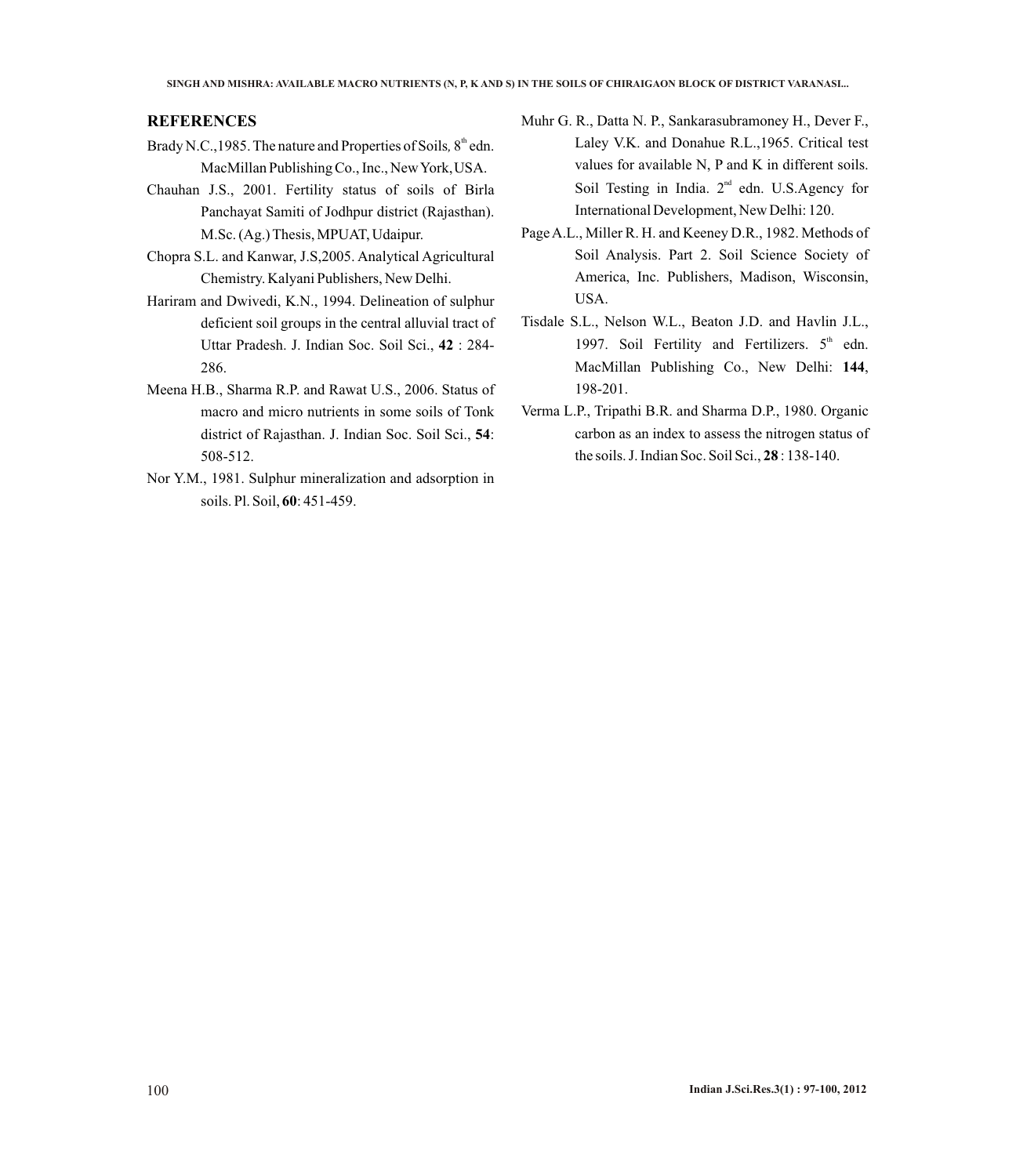## REFERENCES

Brady N.C.,1985. The nature and Properties of Soils*,* 8th edn. MacMillan Publishing Co., Inc., New York, USA.

Chauhan J.S., 2001. Fertility status of soils of Birla Panchayat Samiti of Jodhpur district (Rajasthan). M.Sc. (Ag.) Thesis, MPUAT, Udaipur.

Chopra S.L. and Kanwar, J.S,2005. Analytical Agricultural Chemistry. Kalyani Publishers, New Delhi.

Hariram and Dwivedi, K.N., 1994. Delineation of sulphur deficient soil groups in the central alluvial tract of Uttar Pradesh. J. Indian Soc. Soil Sci., **42** : 284-286.

Meena H.B., Sharma R.P. and Rawat U.S., 2006. Status of macro and micro nutrients in some soils of Tonk district of Rajasthan. J. Indian Soc. Soil Sci., **54**: 508-512.

Nor Y.M., 1981. Sulphur mineralization and adsorption in soils. Pl. Soil, **60**: 451-459.

Muhr G. R., Datta N. P., Sankarasubramoney H., Dever F., Laley V.K. and Donahue R.L.,1965. Critical test values for available N, P and K in different soils. Soil Testing in India. 2nd edn. U.S.Agency for International Development, New Delhi: 120.

Page A.L., Miller R. H. and Keeney D.R., 1982. Methods of Soil Analysis. Part 2. Soil Science Society of America, Inc. Publishers, Madison, Wisconsin, USA.

Tisdale S.L., Nelson W.L., Beaton J.D. and Havlin J.L., 1997. Soil Fertility and Fertilizers. 5th edn. MacMillan Publishing Co., New Delhi: **144**, 198-201.

Verma L.P., Tripathi B.R. and Sharma D.P., 1980. Organic carbon as an index to assess the nitrogen status of the soils. J. Indian Soc. Soil Sci., **28** : 138-140.